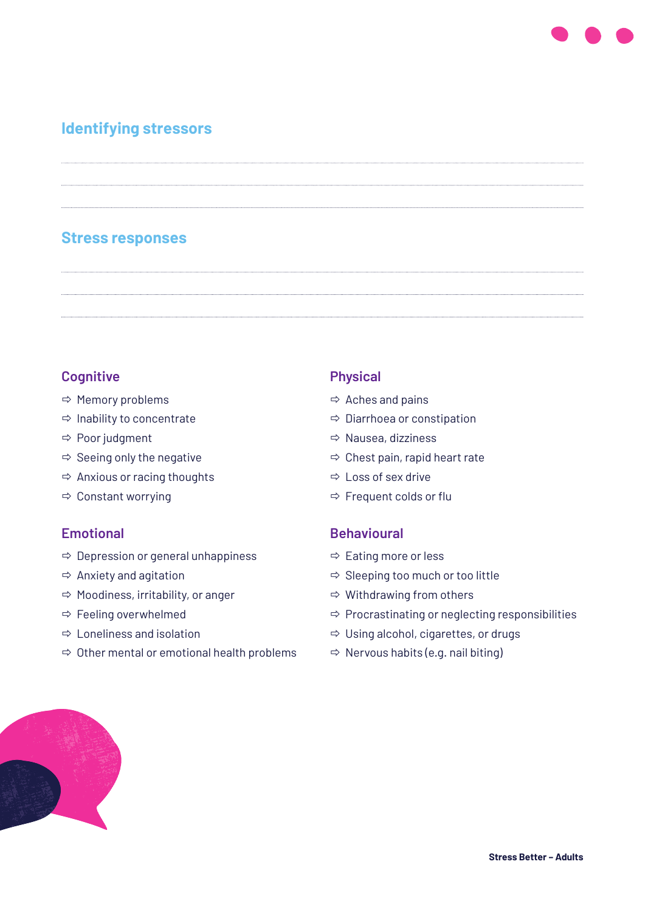## Identifying stressors

## Stress responses

### Cognitive

- ⇨ Memory problems
- ⇨ Inability to concentrate
- ⇨ Poor judgment
- ⇨ Seeing only the negative
- ⇨ Anxious or racing thoughts
- ⇨ Constant worrying

### Emotional

- ⇨ Depression or general unhappiness
- ⇨ Anxiety and agitation
- ⇨ Moodiness, irritability, or anger
- ⇨ Feeling overwhelmed
- ⇨ Loneliness and isolation
- ⇨ Other mental or emotional health problems

### Physical

- ⇨ Aches and pains
- ⇨ Diarrhoea or constipation
- ⇨ Nausea, dizziness
- ⇨ Chest pain, rapid heart rate
- ⇨ Loss of sex drive
- ⇨ Frequent colds or flu

### Behavioural

- ⇨ Eating more or less
- ⇨ Sleeping too much or too little
- ⇨ Withdrawing from others
- ⇨ Procrastinating or neglecting responsibilities
- ⇨ Using alcohol, cigarettes, or drugs
- ⇨ Nervous habits (e.g. nail biting)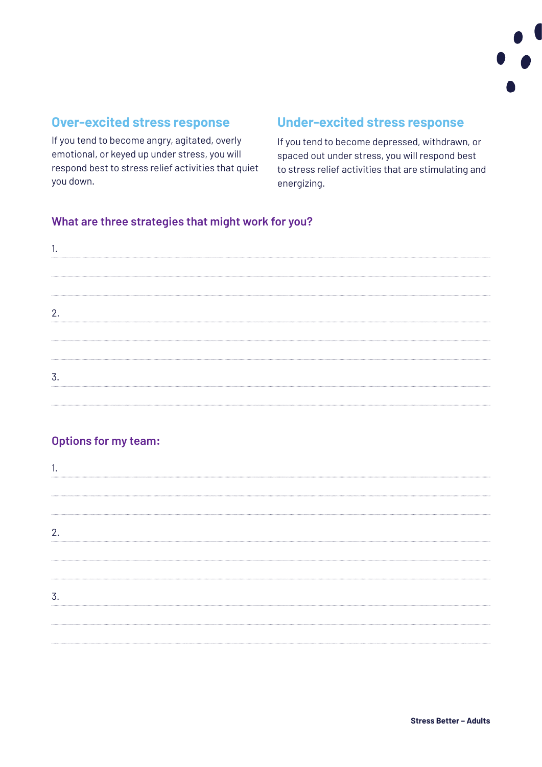## Over-excited stress response

If you tend to become angry, agitated, overly emotional, or keyed up under stress, you will respond best to stress relief activities that quiet you down.

## Under-excited stress response

If you tend to become depressed, withdrawn, or spaced out under stress, you will respond best to stress relief activities that are stimulating and energizing.

### What are three strategies that might work for you?

1.

2.

3.

### Options for my team:

1.

2.

3.